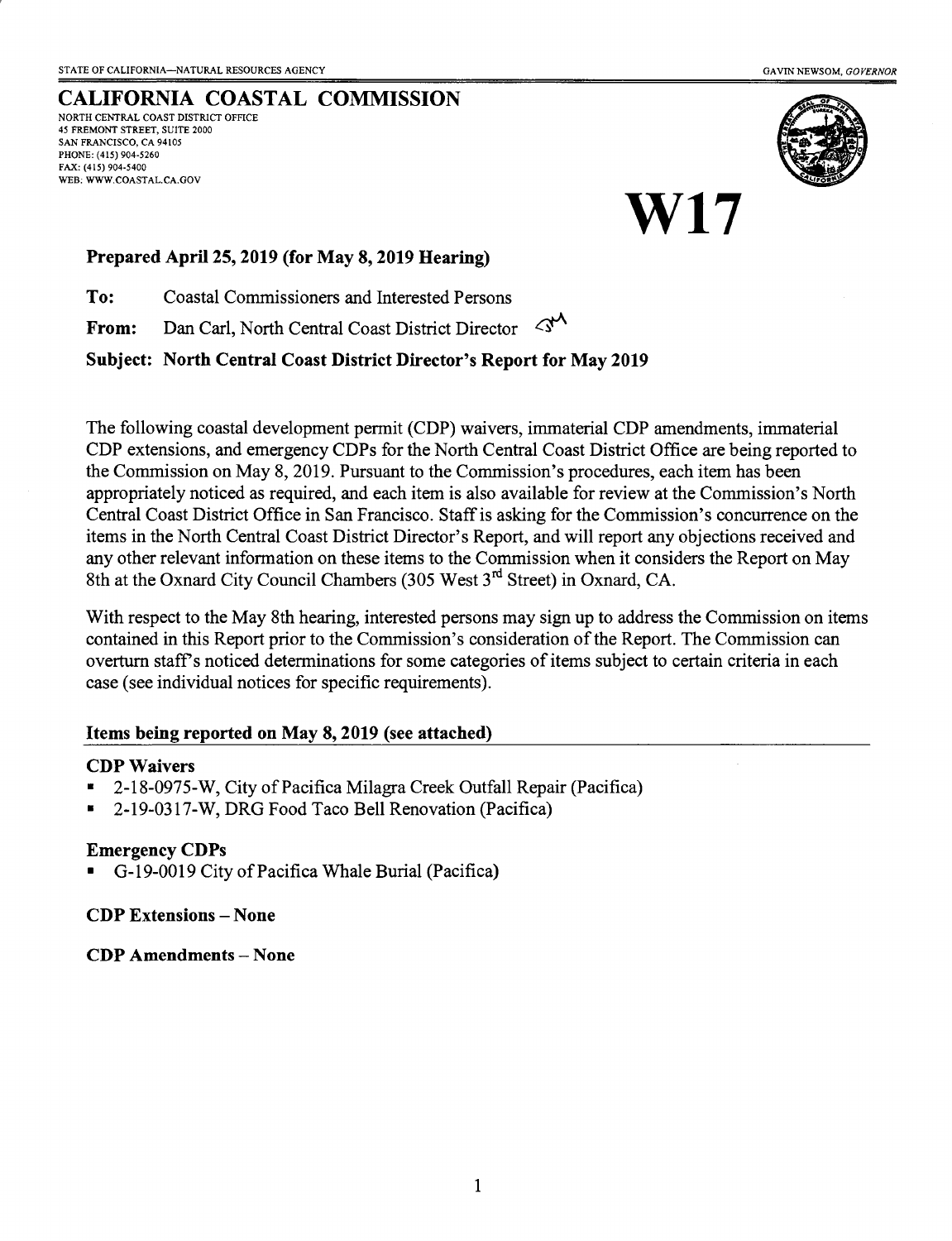STATE OF CALIFORNIA—NATURAL RESOURCES AGENCY

GAVIN NEWSOM, *GOVERNOR*

# CALIFORNIA COASTAL COMMISSION

NORTH CENTRAL COAST DISTRICT OFFICE
45 FREMONT STREET, SUITE 2000
SAN FRANCISCO, CA 94105
PHONE: (415) 904-5260
FAX: (415) 904-5400
WEB: WWW.COASTAL.CA.GOV

# W17

**Prepared April 25, 2019 (for May 8, 2019 Hearing)**

**To:** Coastal Commissioners and Interested Persons

**From:** Dan Carl, North Central Coast District Director

**Subject: North Central Coast District Director's Report for May 2019**

The following coastal development permit (CDP) waivers, immaterial CDP amendments, immaterial CDP extensions, and emergency CDPs for the North Central Coast District Office are being reported to the Commission on May 8, 2019. Pursuant to the Commission's procedures, each item has been appropriately noticed as required, and each item is also available for review at the Commission's North Central Coast District Office in San Francisco. Staff is asking for the Commission's concurrence on the items in the North Central Coast District Director's Report, and will report any objections received and any other relevant information on these items to the Commission when it considers the Report on May 8th at the Oxnard City Council Chambers (305 West 3rd Street) in Oxnard, CA.

With respect to the May 8th hearing, interested persons may sign up to address the Commission on items contained in this Report prior to the Commission's consideration of the Report. The Commission can overturn staff's noticed determinations for some categories of items subject to certain criteria in each case (see individual notices for specific requirements).

## Items being reported on May 8, 2019 (see attached)

### CDP Waivers

- 2-18-0975-W, City of Pacifica Milagra Creek Outfall Repair (Pacifica)
- 2-19-0317-W, DRG Food Taco Bell Renovation (Pacifica)

### Emergency CDPs

- G-19-0019 City of Pacifica Whale Burial (Pacifica)

### CDP Extensions – None

### CDP Amendments – None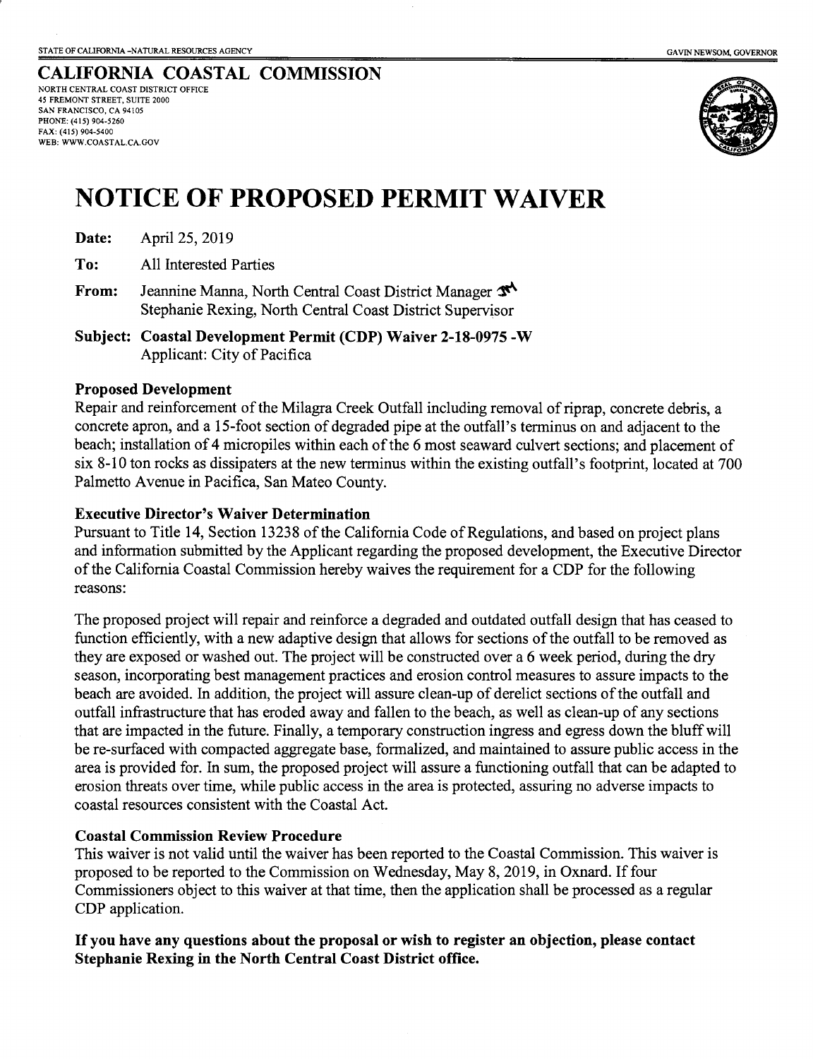STATE OF CALIFORNIA -NATURAL RESOURCES AGENCY

GAVIN NEWSOM, GOVERNOR

**CALIFORNIA COASTAL COMMISSION**

NORTH CENTRAL COAST DISTRICT OFFICE
45 FREMONT STREET, SUITE 2000
SAN FRANCISCO, CA 94105
PHONE: (415) 904-5260
FAX: (415) 904-5400
WEB: WWW.COASTAL.CA.GOV

# NOTICE OF PROPOSED PERMIT WAIVER

**Date:** April 25, 2019

**To:** All Interested Parties

**From:** Jeannine Manna, North Central Coast District Manager
Stephanie Rexing, North Central Coast District Supervisor

**Subject: Coastal Development Permit (CDP) Waiver 2-18-0975 -W**
Applicant: City of Pacifica

### Proposed Development

Repair and reinforcement of the Milagra Creek Outfall including removal of riprap, concrete debris, a concrete apron, and a 15-foot section of degraded pipe at the outfall's terminus on and adjacent to the beach; installation of 4 micropiles within each of the 6 most seaward culvert sections; and placement of six 8-10 ton rocks as dissipaters at the new terminus within the existing outfall's footprint, located at 700 Palmetto Avenue in Pacifica, San Mateo County.

### Executive Director's Waiver Determination

Pursuant to Title 14, Section 13238 of the California Code of Regulations, and based on project plans and information submitted by the Applicant regarding the proposed development, the Executive Director of the California Coastal Commission hereby waives the requirement for a CDP for the following reasons:

The proposed project will repair and reinforce a degraded and outdated outfall design that has ceased to function efficiently, with a new adaptive design that allows for sections of the outfall to be removed as they are exposed or washed out. The project will be constructed over a 6 week period, during the dry season, incorporating best management practices and erosion control measures to assure impacts to the beach are avoided. In addition, the project will assure clean-up of derelict sections of the outfall and outfall infrastructure that has eroded away and fallen to the beach, as well as clean-up of any sections that are impacted in the future. Finally, a temporary construction ingress and egress down the bluff will be re-surfaced with compacted aggregate base, formalized, and maintained to assure public access in the area is provided for. In sum, the proposed project will assure a functioning outfall that can be adapted to erosion threats over time, while public access in the area is protected, assuring no adverse impacts to coastal resources consistent with the Coastal Act.

### Coastal Commission Review Procedure

This waiver is not valid until the waiver has been reported to the Coastal Commission. This waiver is proposed to be reported to the Commission on Wednesday, May 8, 2019, in Oxnard. If four Commissioners object to this waiver at that time, then the application shall be processed as a regular CDP application.

**If you have any questions about the proposal or wish to register an objection, please contact Stephanie Rexing in the North Central Coast District office.**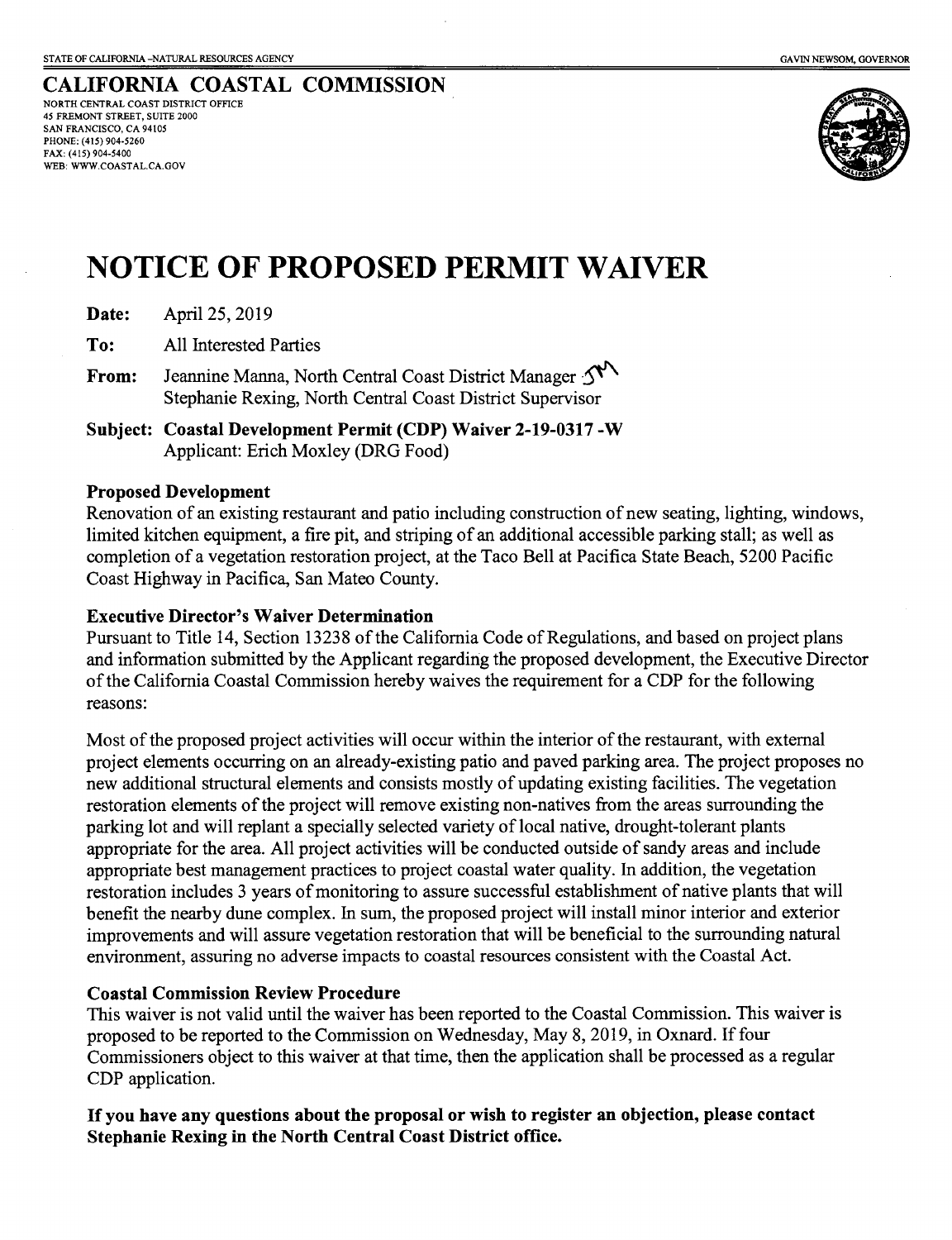STATE OF CALIFORNIA –NATURAL RESOURCES AGENCY

GAVIN NEWSOM, GOVERNOR

**CALIFORNIA COASTAL COMMISSION**

NORTH CENTRAL COAST DISTRICT OFFICE
45 FREMONT STREET, SUITE 2000
SAN FRANCISCO, CA 94105
PHONE: (415) 904-5260
FAX: (415) 904-5400
WEB: WWW.COASTAL.CA.GOV

# NOTICE OF PROPOSED PERMIT WAIVER

**Date:** April 25, 2019

**To:** All Interested Parties

**From:** Jeannine Manna, North Central Coast District Manager
Stephanie Rexing, North Central Coast District Supervisor

**Subject: Coastal Development Permit (CDP) Waiver 2-19-0317 -W**
Applicant: Erich Moxley (DRG Food)

### Proposed Development

Renovation of an existing restaurant and patio including construction of new seating, lighting, windows, limited kitchen equipment, a fire pit, and striping of an additional accessible parking stall; as well as completion of a vegetation restoration project, at the Taco Bell at Pacifica State Beach, 5200 Pacific Coast Highway in Pacifica, San Mateo County.

### Executive Director's Waiver Determination

Pursuant to Title 14, Section 13238 of the California Code of Regulations, and based on project plans and information submitted by the Applicant regarding the proposed development, the Executive Director of the California Coastal Commission hereby waives the requirement for a CDP for the following reasons:

Most of the proposed project activities will occur within the interior of the restaurant, with external project elements occurring on an already-existing patio and paved parking area. The project proposes no new additional structural elements and consists mostly of updating existing facilities. The vegetation restoration elements of the project will remove existing non-natives from the areas surrounding the parking lot and will replant a specially selected variety of local native, drought-tolerant plants appropriate for the area. All project activities will be conducted outside of sandy areas and include appropriate best management practices to project coastal water quality. In addition, the vegetation restoration includes 3 years of monitoring to assure successful establishment of native plants that will benefit the nearby dune complex. In sum, the proposed project will install minor interior and exterior improvements and will assure vegetation restoration that will be beneficial to the surrounding natural environment, assuring no adverse impacts to coastal resources consistent with the Coastal Act.

### Coastal Commission Review Procedure

This waiver is not valid until the waiver has been reported to the Coastal Commission. This waiver is proposed to be reported to the Commission on Wednesday, May 8, 2019, in Oxnard. If four Commissioners object to this waiver at that time, then the application shall be processed as a regular CDP application.

**If you have any questions about the proposal or wish to register an objection, please contact Stephanie Rexing in the North Central Coast District office.**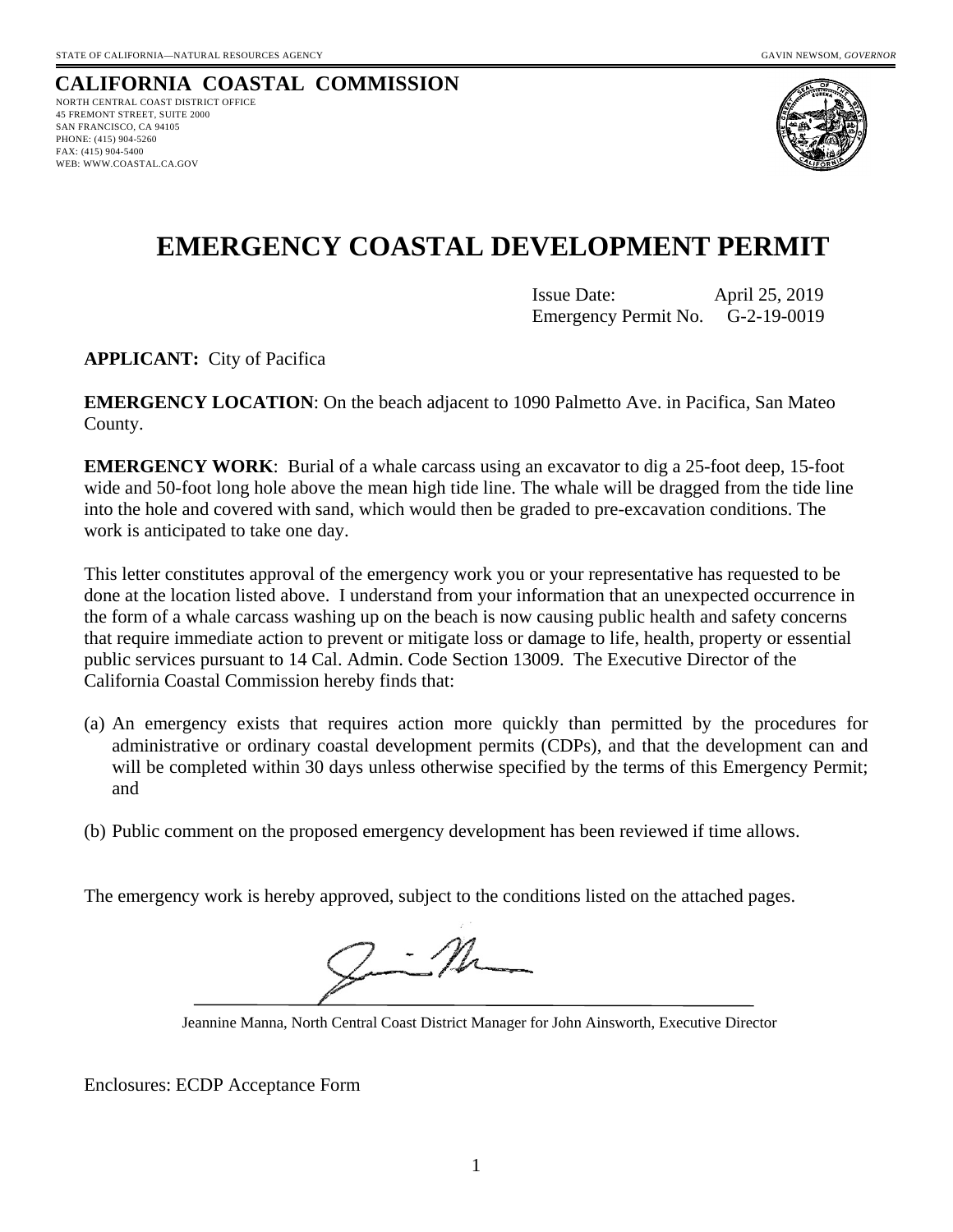STATE OF CALIFORNIA—NATURAL RESOURCES AGENCY GAVIN NEWSOM, *GOVERNOR*

## CALIFORNIA COASTAL COMMISSION

NORTH CENTRAL COAST DISTRICT OFFICE
45 FREMONT STREET, SUITE 2000
SAN FRANCISCO, CA 94105
PHONE: (415) 904-5260
FAX: (415) 904-5400
WEB: WWW.COASTAL.CA.GOV

# EMERGENCY COASTAL DEVELOPMENT PERMIT

Issue Date: April 25, 2019
Emergency Permit No. G-2-19-0019

**APPLICANT:** City of Pacifica

**EMERGENCY LOCATION**: On the beach adjacent to 1090 Palmetto Ave. in Pacifica, San Mateo County.

**EMERGENCY WORK**: Burial of a whale carcass using an excavator to dig a 25-foot deep, 15-foot wide and 50-foot long hole above the mean high tide line. The whale will be dragged from the tide line into the hole and covered with sand, which would then be graded to pre-excavation conditions. The work is anticipated to take one day.

This letter constitutes approval of the emergency work you or your representative has requested to be done at the location listed above. I understand from your information that an unexpected occurrence in the form of a whale carcass washing up on the beach is now causing public health and safety concerns that require immediate action to prevent or mitigate loss or damage to life, health, property or essential public services pursuant to 14 Cal. Admin. Code Section 13009. The Executive Director of the California Coastal Commission hereby finds that:

(a) An emergency exists that requires action more quickly than permitted by the procedures for administrative or ordinary coastal development permits (CDPs), and that the development can and will be completed within 30 days unless otherwise specified by the terms of this Emergency Permit; and

(b) Public comment on the proposed emergency development has been reviewed if time allows.

The emergency work is hereby approved, subject to the conditions listed on the attached pages.

Jeannine Manna, North Central Coast District Manager for John Ainsworth, Executive Director

Enclosures: ECDP Acceptance Form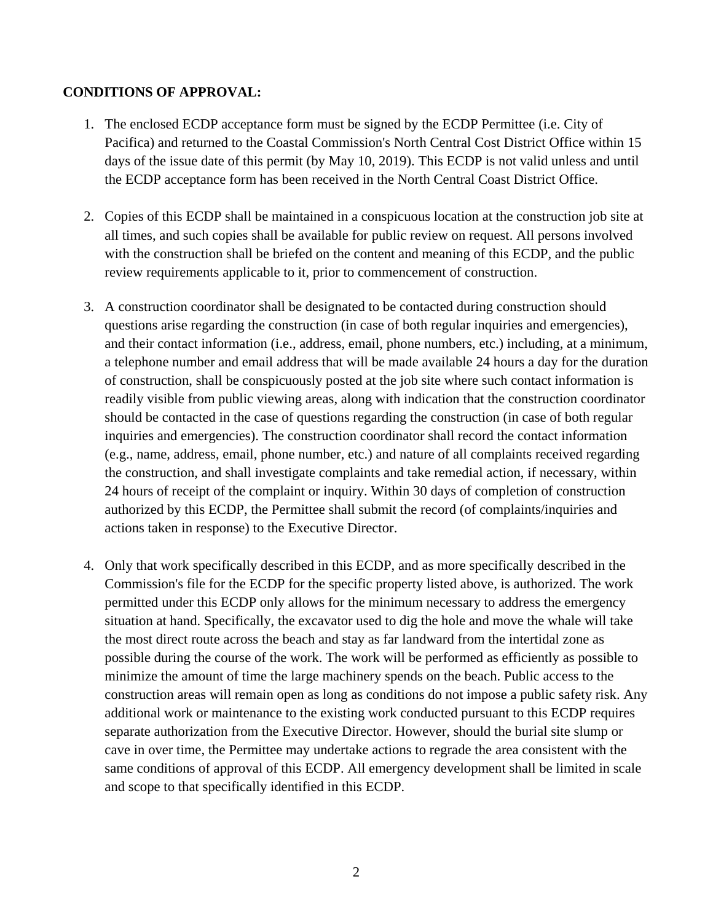**CONDITIONS OF APPROVAL:**

1. The enclosed ECDP acceptance form must be signed by the ECDP Permittee (i.e. City of Pacifica) and returned to the Coastal Commission's North Central Cost District Office within 15 days of the issue date of this permit (by May 10, 2019). This ECDP is not valid unless and until the ECDP acceptance form has been received in the North Central Coast District Office.

2. Copies of this ECDP shall be maintained in a conspicuous location at the construction job site at all times, and such copies shall be available for public review on request. All persons involved with the construction shall be briefed on the content and meaning of this ECDP, and the public review requirements applicable to it, prior to commencement of construction.

3. A construction coordinator shall be designated to be contacted during construction should questions arise regarding the construction (in case of both regular inquiries and emergencies), and their contact information (i.e., address, email, phone numbers, etc.) including, at a minimum, a telephone number and email address that will be made available 24 hours a day for the duration of construction, shall be conspicuously posted at the job site where such contact information is readily visible from public viewing areas, along with indication that the construction coordinator should be contacted in the case of questions regarding the construction (in case of both regular inquiries and emergencies). The construction coordinator shall record the contact information (e.g., name, address, email, phone number, etc.) and nature of all complaints received regarding the construction, and shall investigate complaints and take remedial action, if necessary, within 24 hours of receipt of the complaint or inquiry. Within 30 days of completion of construction authorized by this ECDP, the Permittee shall submit the record (of complaints/inquiries and actions taken in response) to the Executive Director.

4. Only that work specifically described in this ECDP, and as more specifically described in the Commission's file for the ECDP for the specific property listed above, is authorized. The work permitted under this ECDP only allows for the minimum necessary to address the emergency situation at hand. Specifically, the excavator used to dig the hole and move the whale will take the most direct route across the beach and stay as far landward from the intertidal zone as possible during the course of the work. The work will be performed as efficiently as possible to minimize the amount of time the large machinery spends on the beach. Public access to the construction areas will remain open as long as conditions do not impose a public safety risk. Any additional work or maintenance to the existing work conducted pursuant to this ECDP requires separate authorization from the Executive Director. However, should the burial site slump or cave in over time, the Permittee may undertake actions to regrade the area consistent with the same conditions of approval of this ECDP. All emergency development shall be limited in scale and scope to that specifically identified in this ECDP.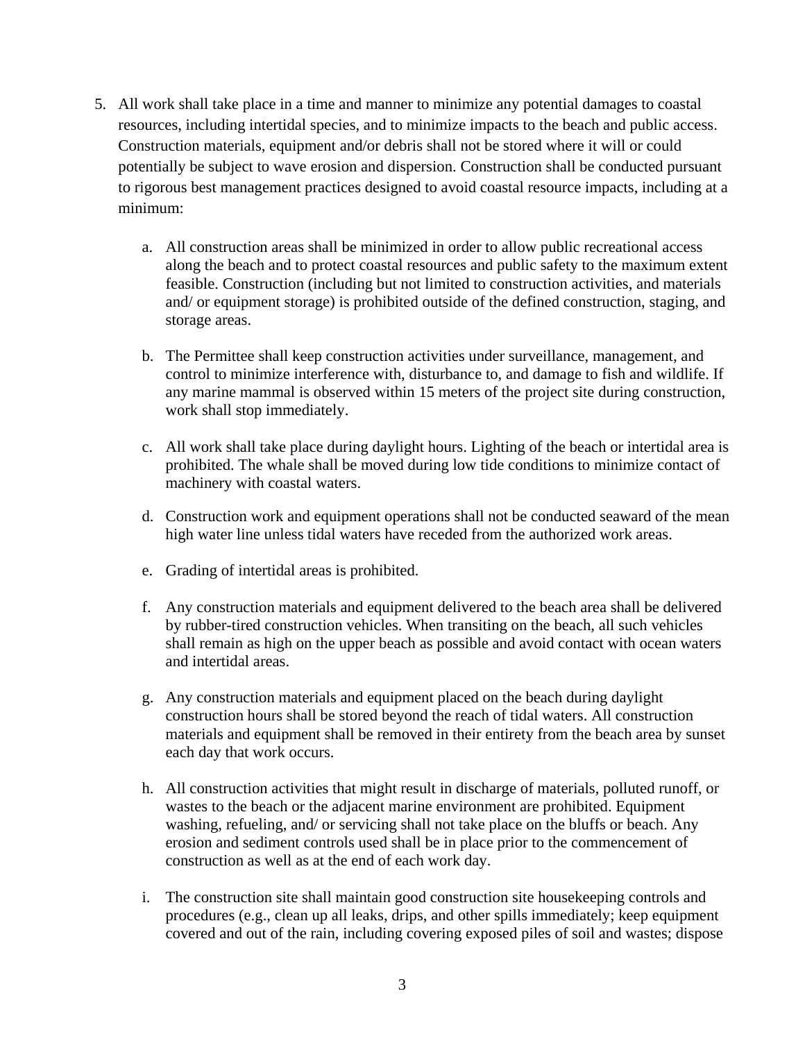5. All work shall take place in a time and manner to minimize any potential damages to coastal resources, including intertidal species, and to minimize impacts to the beach and public access. Construction materials, equipment and/or debris shall not be stored where it will or could potentially be subject to wave erosion and dispersion. Construction shall be conducted pursuant to rigorous best management practices designed to avoid coastal resource impacts, including at a minimum:

   a. All construction areas shall be minimized in order to allow public recreational access along the beach and to protect coastal resources and public safety to the maximum extent feasible. Construction (including but not limited to construction activities, and materials and/ or equipment storage) is prohibited outside of the defined construction, staging, and storage areas.

   b. The Permittee shall keep construction activities under surveillance, management, and control to minimize interference with, disturbance to, and damage to fish and wildlife. If any marine mammal is observed within 15 meters of the project site during construction, work shall stop immediately.

   c. All work shall take place during daylight hours. Lighting of the beach or intertidal area is prohibited. The whale shall be moved during low tide conditions to minimize contact of machinery with coastal waters.

   d. Construction work and equipment operations shall not be conducted seaward of the mean high water line unless tidal waters have receded from the authorized work areas.

   e. Grading of intertidal areas is prohibited.

   f. Any construction materials and equipment delivered to the beach area shall be delivered by rubber-tired construction vehicles. When transiting on the beach, all such vehicles shall remain as high on the upper beach as possible and avoid contact with ocean waters and intertidal areas.

   g. Any construction materials and equipment placed on the beach during daylight construction hours shall be stored beyond the reach of tidal waters. All construction materials and equipment shall be removed in their entirety from the beach area by sunset each day that work occurs.

   h. All construction activities that might result in discharge of materials, polluted runoff, or wastes to the beach or the adjacent marine environment are prohibited. Equipment washing, refueling, and/ or servicing shall not take place on the bluffs or beach. Any erosion and sediment controls used shall be in place prior to the commencement of construction as well as at the end of each work day.

   i. The construction site shall maintain good construction site housekeeping controls and procedures (e.g., clean up all leaks, drips, and other spills immediately; keep equipment covered and out of the rain, including covering exposed piles of soil and wastes; dispose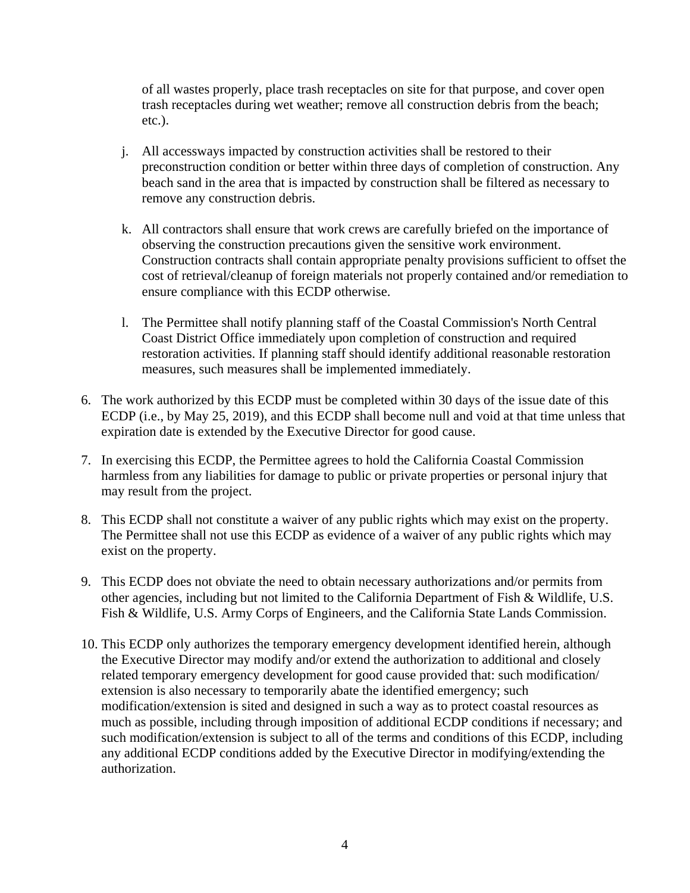of all wastes properly, place trash receptacles on site for that purpose, and cover open trash receptacles during wet weather; remove all construction debris from the beach; etc.).

j. All accessways impacted by construction activities shall be restored to their preconstruction condition or better within three days of completion of construction. Any beach sand in the area that is impacted by construction shall be filtered as necessary to remove any construction debris.

k. All contractors shall ensure that work crews are carefully briefed on the importance of observing the construction precautions given the sensitive work environment. Construction contracts shall contain appropriate penalty provisions sufficient to offset the cost of retrieval/cleanup of foreign materials not properly contained and/or remediation to ensure compliance with this ECDP otherwise.

l. The Permittee shall notify planning staff of the Coastal Commission's North Central Coast District Office immediately upon completion of construction and required restoration activities. If planning staff should identify additional reasonable restoration measures, such measures shall be implemented immediately.

6. The work authorized by this ECDP must be completed within 30 days of the issue date of this ECDP (i.e., by May 25, 2019), and this ECDP shall become null and void at that time unless that expiration date is extended by the Executive Director for good cause.

7. In exercising this ECDP, the Permittee agrees to hold the California Coastal Commission harmless from any liabilities for damage to public or private properties or personal injury that may result from the project.

8. This ECDP shall not constitute a waiver of any public rights which may exist on the property. The Permittee shall not use this ECDP as evidence of a waiver of any public rights which may exist on the property.

9. This ECDP does not obviate the need to obtain necessary authorizations and/or permits from other agencies, including but not limited to the California Department of Fish & Wildlife, U.S. Fish & Wildlife, U.S. Army Corps of Engineers, and the California State Lands Commission.

10. This ECDP only authorizes the temporary emergency development identified herein, although the Executive Director may modify and/or extend the authorization to additional and closely related temporary emergency development for good cause provided that: such modification/extension is also necessary to temporarily abate the identified emergency; such modification/extension is sited and designed in such a way as to protect coastal resources as much as possible, including through imposition of additional ECDP conditions if necessary; and such modification/extension is subject to all of the terms and conditions of this ECDP, including any additional ECDP conditions added by the Executive Director in modifying/extending the authorization.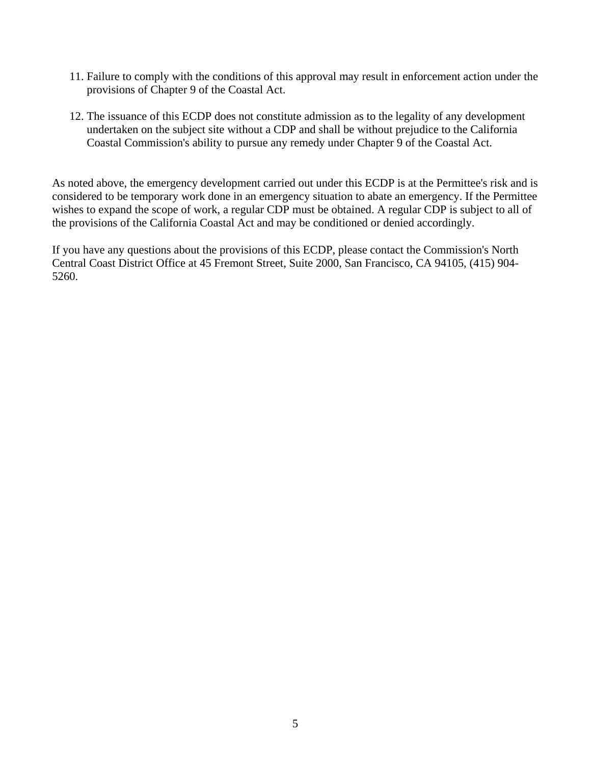11. Failure to comply with the conditions of this approval may result in enforcement action under the provisions of Chapter 9 of the Coastal Act.

12. The issuance of this ECDP does not constitute admission as to the legality of any development undertaken on the subject site without a CDP and shall be without prejudice to the California Coastal Commission's ability to pursue any remedy under Chapter 9 of the Coastal Act.

As noted above, the emergency development carried out under this ECDP is at the Permittee's risk and is considered to be temporary work done in an emergency situation to abate an emergency. If the Permittee wishes to expand the scope of work, a regular CDP must be obtained. A regular CDP is subject to all of the provisions of the California Coastal Act and may be conditioned or denied accordingly.

If you have any questions about the provisions of this ECDP, please contact the Commission's North Central Coast District Office at 45 Fremont Street, Suite 2000, San Francisco, CA 94105, (415) 904-5260.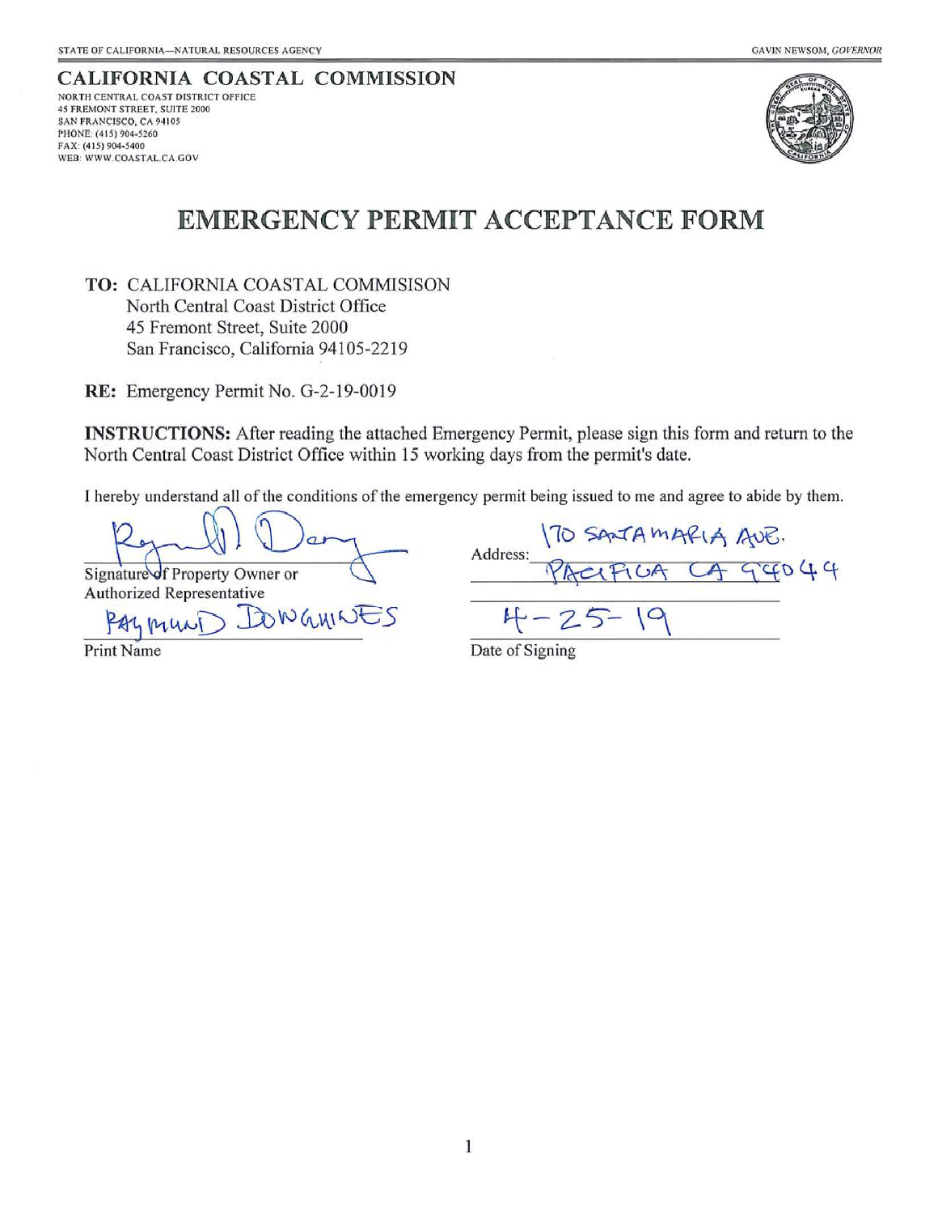STATE OF CALIFORNIA—NATURAL RESOURCES AGENCY

GAVIN NEWSOM, *GOVERNOR*

**CALIFORNIA COASTAL COMMISSION**
NORTH CENTRAL COAST DISTRICT OFFICE
45 FREMONT STREET, SUITE 2000
SAN FRANCISCO, CA 94105
PHONE: (415) 904-5260
FAX: (415) 904-5400
WEB: WWW.COASTAL.CA.GOV

# EMERGENCY PERMIT ACCEPTANCE FORM

**TO:** CALIFORNIA COASTAL COMMISISON
North Central Coast District Office
45 Fremont Street, Suite 2000
San Francisco, California 94105-2219

**RE:** Emergency Permit No. G-2-19-0019

**INSTRUCTIONS:** After reading the attached Emergency Permit, please sign this form and return to the North Central Coast District Office within 15 working days from the permit's date.

I hereby understand all of the conditions of the emergency permit being issued to me and agree to abide by them.

[Signature]
Signature of Property Owner or
Authorized Representative

RAYMOND DOWGHINES
Print Name

Address: 170 SANTA MARIA AVE.
PACIFICA CA 94044

4-25-19
Date of Signing